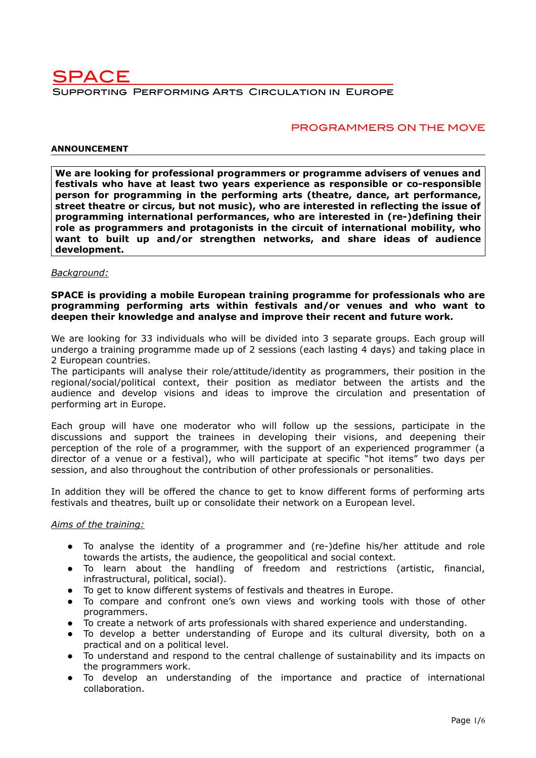# SPACE

SUPPORTING PERFORMING ARTS CIRCULATION IN EUROPE

## PROGRAMMERS ON THE MOVE

**ANNOUNCEMENT**

**We are looking for professional programmers or programme advisers of venues and festivals who have at least two years experience as responsible or co-responsible person for programming in the performing arts (theatre, dance, art performance, street theatre or circus, but not music), who are interested in reflecting the issue of programming international performances, who are interested in (re-)defining their role as programmers and protagonists in the circuit of international mobility, who want to built up and/or strengthen networks, and share ideas of audience development.**

*Background:*

**SPACE is providing a mobile European training programme for professionals who are programming performing arts within festivals and/or venues and who want to deepen their knowledge and analyse and improve their recent and future work.**

We are looking for 33 individuals who will be divided into 3 separate groups. Each group will undergo a training programme made up of 2 sessions (each lasting 4 days) and taking place in 2 European countries.
The participants will analyse their role/attitude/identity as programmers, their position in the regional/social/political context, their position as mediator between the artists and the audience and develop visions and ideas to improve the circulation and presentation of performing art in Europe.

Each group will have one moderator who will follow up the sessions, participate in the discussions and support the trainees in developing their visions, and deepening their perception of the role of a programmer, with the support of an experienced programmer (a director of a venue or a festival), who will participate at specific "hot items" two days per session, and also throughout the contribution of other professionals or personalities.

In addition they will be offered the chance to get to know different forms of performing arts festivals and theatres, built up or consolidate their network on a European level.

*Aims of the training:*

- To analyse the identity of a programmer and (re-)define his/her attitude and role towards the artists, the audience, the geopolitical and social context.
- To learn about the handling of freedom and restrictions (artistic, financial, infrastructural, political, social).
- To get to know different systems of festivals and theatres in Europe.
- To compare and confront one's own views and working tools with those of other programmers.
- To create a network of arts professionals with shared experience and understanding.
- To develop a better understanding of Europe and its cultural diversity, both on a practical and on a political level.
- To understand and respond to the central challenge of sustainability and its impacts on the programmers work.
- To develop an understanding of the importance and practice of international collaboration.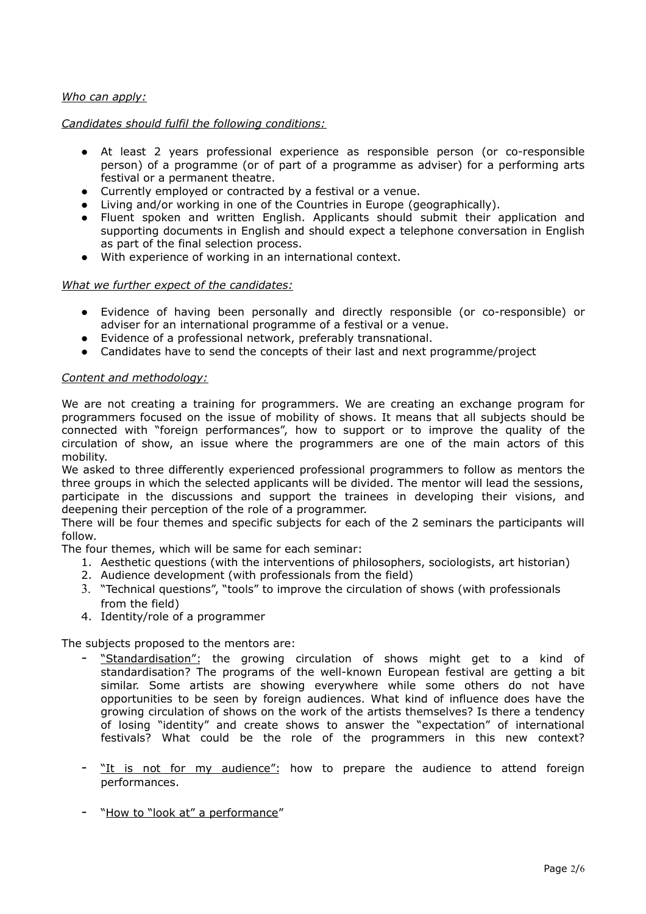*Who can apply:*

*Candidates should fulfil the following conditions:*

- At least 2 years professional experience as responsible person (or co-responsible person) of a programme (or of part of a programme as adviser) for a performing arts festival or a permanent theatre.
- Currently employed or contracted by a festival or a venue.
- Living and/or working in one of the Countries in Europe (geographically).
- Fluent spoken and written English. Applicants should submit their application and supporting documents in English and should expect a telephone conversation in English as part of the final selection process.
- With experience of working in an international context.

*What we further expect of the candidates:*

- Evidence of having been personally and directly responsible (or co-responsible) or adviser for an international programme of a festival or a venue.
- Evidence of a professional network, preferably transnational.
- Candidates have to send the concepts of their last and next programme/project

*Content and methodology:*

We are not creating a training for programmers. We are creating an exchange program for programmers focused on the issue of mobility of shows. It means that all subjects should be connected with "foreign performances", how to support or to improve the quality of the circulation of show, an issue where the programmers are one of the main actors of this mobility.
We asked to three differently experienced professional programmers to follow as mentors the three groups in which the selected applicants will be divided. The mentor will lead the sessions, participate in the discussions and support the trainees in developing their visions, and deepening their perception of the role of a programmer.
There will be four themes and specific subjects for each of the 2 seminars the participants will follow.
The four themes, which will be same for each seminar:

1. Aesthetic questions (with the interventions of philosophers, sociologists, art historian)
2. Audience development (with professionals from the field)
3. "Technical questions", "tools" to improve the circulation of shows (with professionals from the field)
4. Identity/role of a programmer

The subjects proposed to the mentors are:

- "Standardisation": the growing circulation of shows might get to a kind of standardisation? The programs of the well-known European festival are getting a bit similar. Some artists are showing everywhere while some others do not have opportunities to be seen by foreign audiences. What kind of influence does have the growing circulation of shows on the work of the artists themselves? Is there a tendency of losing "identity" and create shows to answer the "expectation" of international festivals? What could be the role of the programmers in this new context?

- "It is not for my audience": how to prepare the audience to attend foreign performances.

- "How to "look at" a performance"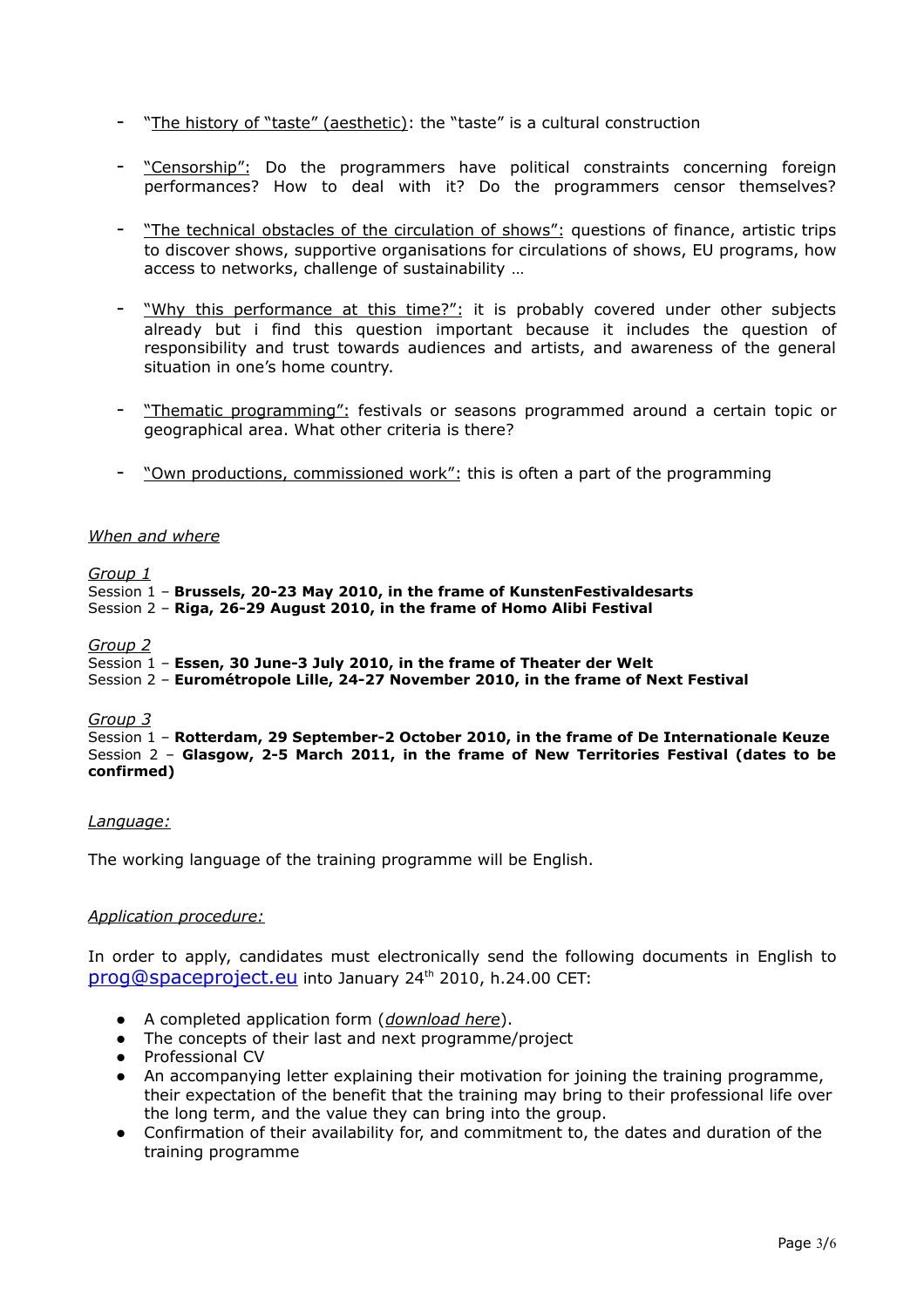- "The history of "taste" (aesthetic): the "taste" is a cultural construction

- "Censorship": Do the programmers have political constraints concerning foreign performances? How to deal with it? Do the programmers censor themselves?

- "The technical obstacles of the circulation of shows": questions of finance, artistic trips to discover shows, supportive organisations for circulations of shows, EU programs, how access to networks, challenge of sustainability …

- "Why this performance at this time?": it is probably covered under other subjects already but i find this question important because it includes the question of responsibility and trust towards audiences and artists, and awareness of the general situation in one's home country.

- "Thematic programming": festivals or seasons programmed around a certain topic or geographical area. What other criteria is there?

- "Own productions, commissioned work": this is often a part of the programming

*When and where*

*Group 1*
Session 1 – **Brussels, 20-23 May 2010, in the frame of KunstenFestivaldesarts**
Session 2 – **Riga, 26-29 August 2010, in the frame of Homo Alibi Festival**

*Group 2*
Session 1 – **Essen, 30 June-3 July 2010, in the frame of Theater der Welt**
Session 2 – **Eurométropole Lille, 24-27 November 2010, in the frame of Next Festival**

*Group 3*
Session 1 – **Rotterdam, 29 September-2 October 2010, in the frame of De Internationale Keuze**
Session 2 – **Glasgow, 2-5 March 2011, in the frame of New Territories Festival (dates to be confirmed)**

*Language:*

The working language of the training programme will be English.

*Application procedure:*

In order to apply, candidates must electronically send the following documents in English to prog@spaceproject.eu into January 24th 2010, h.24.00 CET:

- A completed application form (*download here*).
- The concepts of their last and next programme/project
- Professional CV
- An accompanying letter explaining their motivation for joining the training programme, their expectation of the benefit that the training may bring to their professional life over the long term, and the value they can bring into the group.
- Confirmation of their availability for, and commitment to, the dates and duration of the training programme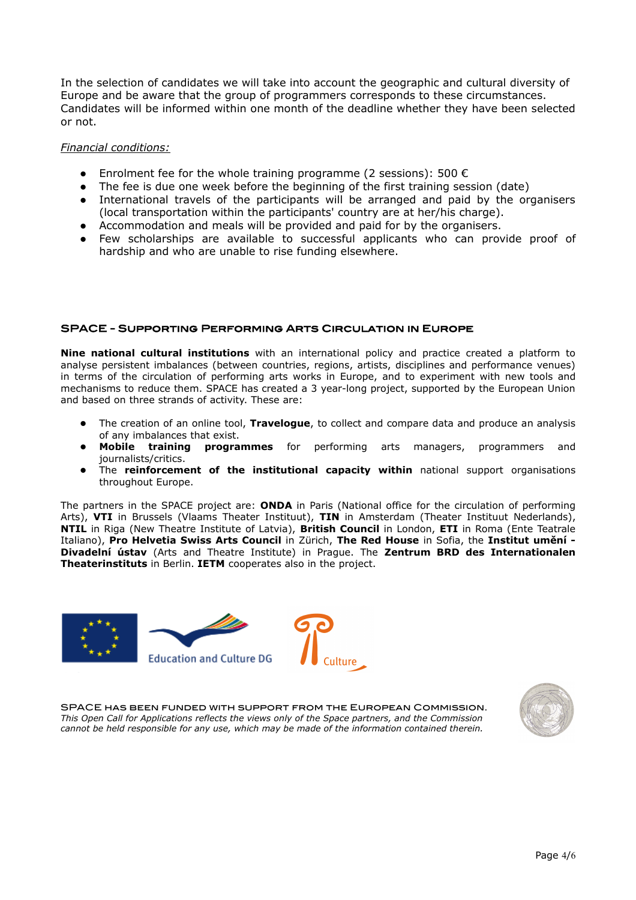In the selection of candidates we will take into account the geographic and cultural diversity of Europe and be aware that the group of programmers corresponds to these circumstances. Candidates will be informed within one month of the deadline whether they have been selected or not.

*Financial conditions:*

- Enrolment fee for the whole training programme (2 sessions): 500 €
- The fee is due one week before the beginning of the first training session (date)
- International travels of the participants will be arranged and paid by the organisers (local transportation within the participants' country are at her/his charge).
- Accommodation and meals will be provided and paid for by the organisers.
- Few scholarships are available to successful applicants who can provide proof of hardship and who are unable to rise funding elsewhere.

## SPACE - Supporting Performing Arts Circulation in Europe

**Nine national cultural institutions** with an international policy and practice created a platform to analyse persistent imbalances (between countries, regions, artists, disciplines and performance venues) in terms of the circulation of performing arts works in Europe, and to experiment with new tools and mechanisms to reduce them. SPACE has created a 3 year-long project, supported by the European Union and based on three strands of activity. These are:

- The creation of an online tool, **Travelogue**, to collect and compare data and produce an analysis of any imbalances that exist.
- **Mobile training programmes** for performing arts managers, programmers and journalists/critics.
- The **reinforcement of the institutional capacity within** national support organisations throughout Europe.

The partners in the SPACE project are: **ONDA** in Paris (National office for the circulation of performing Arts), **VTI** in Brussels (Vlaams Theater Instituut), **TIN** in Amsterdam (Theater Instituut Nederlands), **NTIL** in Riga (New Theatre Institute of Latvia), **British Council** in London, **ETI** in Roma (Ente Teatrale Italiano), **Pro Helvetia Swiss Arts Council** in Zürich, **The Red House** in Sofia, the **Institut umění - Divadelní ústav** (Arts and Theatre Institute) in Prague. The **Zentrum BRD des Internationalen Theaterinstituts** in Berlin. **IETM** cooperates also in the project.

Education and Culture DG

Culture

SPACE has been funded with support from the European Commission.
*This Open Call for Applications reflects the views only of the Space partners, and the Commission cannot be held responsible for any use, which may be made of the information contained therein.*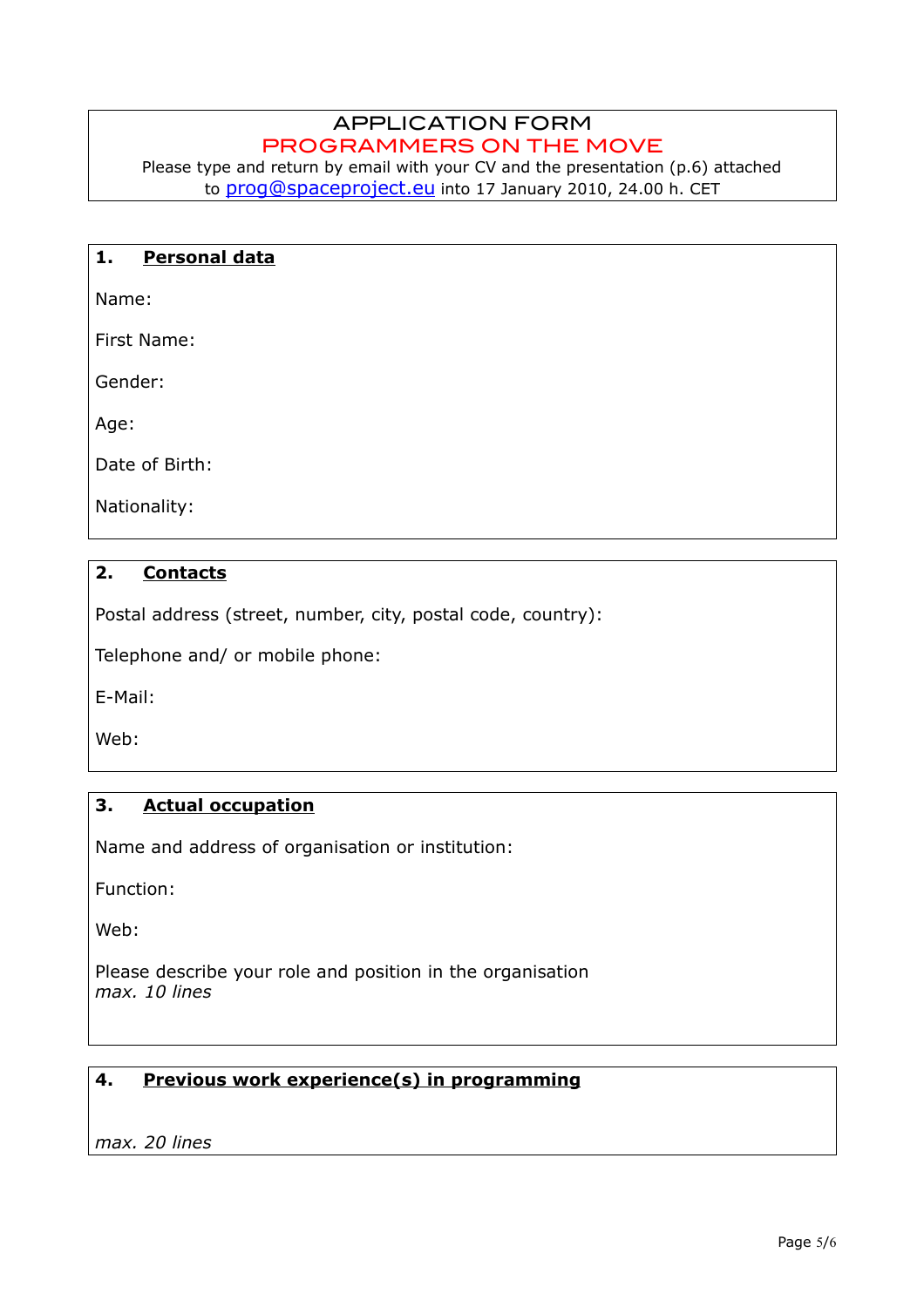# APPLICATION FORM
## PROGRAMMERS ON THE MOVE

Please type and return by email with your CV and the presentation (p.6) attached to prog@spaceproject.eu into 17 January 2010, 24.00 h. CET

### 1. Personal data

Name:

First Name:

Gender:

Age:

Date of Birth:

Nationality:

### 2. Contacts

Postal address (street, number, city, postal code, country):

Telephone and/ or mobile phone:

E-Mail:

Web:

### 3. Actual occupation

Name and address of organisation or institution:

Function:

Web:

Please describe your role and position in the organisation
*max. 10 lines*

### 4. Previous work experience(s) in programming

*max. 20 lines*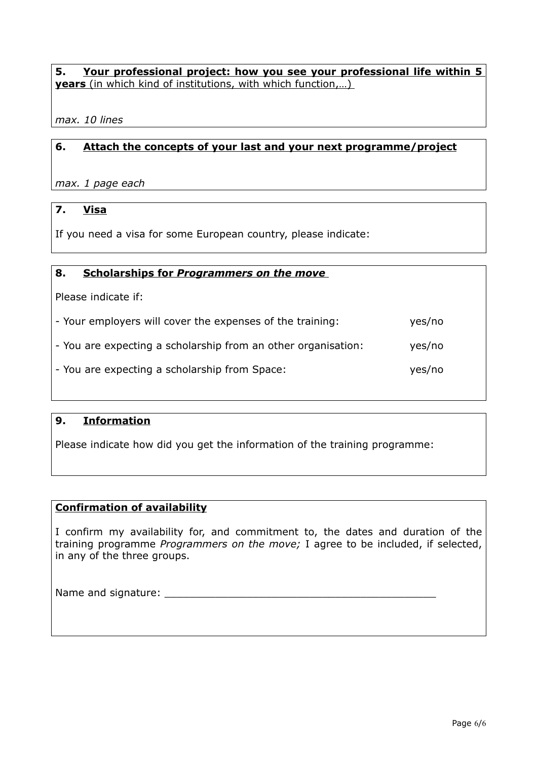**5. Your professional project: how you see your professional life within 5 years** (in which kind of institutions, with which function,…)

*max. 10 lines*

**6. Attach the concepts of your last and your next programme/project**

*max. 1 page each*

**7. Visa**

If you need a visa for some European country, please indicate:

**8. Scholarships for *Programmers on the move***

Please indicate if:

- Your employers will cover the expenses of the training: yes/no
- You are expecting a scholarship from an other organisation: yes/no
- You are expecting a scholarship from Space: yes/no

**9. Information**

Please indicate how did you get the information of the training programme:

**Confirmation of availability**

I confirm my availability for, and commitment to, the dates and duration of the training programme *Programmers on the move;* I agree to be included, if selected, in any of the three groups.

Name and signature: ___________________________________________